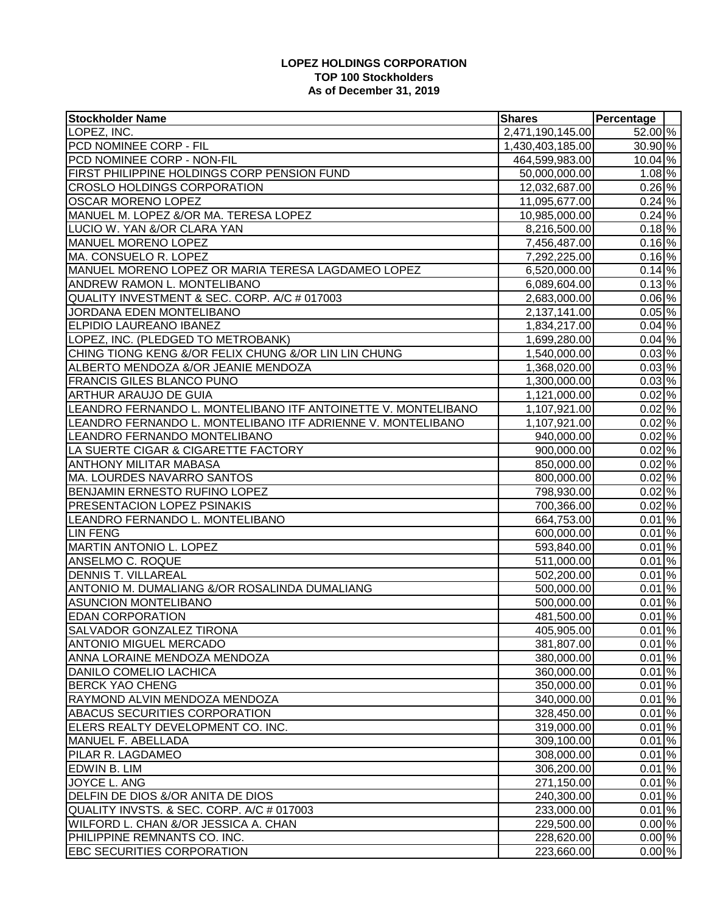**LOPEZ HOLDINGS CORPORATION**
**TOP 100 Stockholders**
**As of December 31, 2019**

| Stockholder Name | Shares | Percentage | |
|---|---|---|---|
| LOPEZ, INC. | 2,471,190,145.00 | 52.00 | % |
| PCD NOMINEE CORP - FIL | 1,430,403,185.00 | 30.90 | % |
| PCD NOMINEE CORP - NON-FIL | 464,599,983.00 | 10.04 | % |
| FIRST PHILIPPINE HOLDINGS CORP PENSION FUND | 50,000,000.00 | 1.08 | % |
| CROSLO HOLDINGS CORPORATION | 12,032,687.00 | 0.26 | % |
| OSCAR MORENO LOPEZ | 11,095,677.00 | 0.24 | % |
| MANUEL M. LOPEZ &/OR MA. TERESA LOPEZ | 10,985,000.00 | 0.24 | % |
| LUCIO W. YAN &/OR CLARA YAN | 8,216,500.00 | 0.18 | % |
| MANUEL MORENO LOPEZ | 7,456,487.00 | 0.16 | % |
| MA. CONSUELO R. LOPEZ | 7,292,225.00 | 0.16 | % |
| MANUEL MORENO LOPEZ OR MARIA TERESA LAGDAMEO LOPEZ | 6,520,000.00 | 0.14 | % |
| ANDREW RAMON L. MONTELIBANO | 6,089,604.00 | 0.13 | % |
| QUALITY INVESTMENT & SEC. CORP. A/C # 017003 | 2,683,000.00 | 0.06 | % |
| JORDANA EDEN MONTELIBANO | 2,137,141.00 | 0.05 | % |
| ELPIDIO LAUREANO IBANEZ | 1,834,217.00 | 0.04 | % |
| LOPEZ, INC. (PLEDGED TO METROBANK) | 1,699,280.00 | 0.04 | % |
| CHING TIONG KENG &/OR FELIX CHUNG &/OR LIN LIN CHUNG | 1,540,000.00 | 0.03 | % |
| ALBERTO MENDOZA &/OR JEANIE MENDOZA | 1,368,020.00 | 0.03 | % |
| FRANCIS GILES BLANCO PUNO | 1,300,000.00 | 0.03 | % |
| ARTHUR ARAUJO DE GUIA | 1,121,000.00 | 0.02 | % |
| LEANDRO FERNANDO L. MONTELIBANO ITF ANTOINETTE V. MONTELIBANO | 1,107,921.00 | 0.02 | % |
| LEANDRO FERNANDO L. MONTELIBANO ITF ADRIENNE V. MONTELIBANO | 1,107,921.00 | 0.02 | % |
| LEANDRO FERNANDO MONTELIBANO | 940,000.00 | 0.02 | % |
| LA SUERTE CIGAR & CIGARETTE FACTORY | 900,000.00 | 0.02 | % |
| ANTHONY MILITAR MABASA | 850,000.00 | 0.02 | % |
| MA. LOURDES NAVARRO SANTOS | 800,000.00 | 0.02 | % |
| BENJAMIN ERNESTO RUFINO LOPEZ | 798,930.00 | 0.02 | % |
| PRESENTACION LOPEZ PSINAKIS | 700,366.00 | 0.02 | % |
| LEANDRO FERNANDO L. MONTELIBANO | 664,753.00 | 0.01 | % |
| LIN FENG | 600,000.00 | 0.01 | % |
| MARTIN ANTONIO L. LOPEZ | 593,840.00 | 0.01 | % |
| ANSELMO C. ROQUE | 511,000.00 | 0.01 | % |
| DENNIS T. VILLAREAL | 502,200.00 | 0.01 | % |
| ANTONIO M. DUMALIANG &/OR ROSALINDA DUMALIANG | 500,000.00 | 0.01 | % |
| ASUNCION MONTELIBANO | 500,000.00 | 0.01 | % |
| EDAN CORPORATION | 481,500.00 | 0.01 | % |
| SALVADOR GONZALEZ TIRONA | 405,905.00 | 0.01 | % |
| ANTONIO MIGUEL MERCADO | 381,807.00 | 0.01 | % |
| ANNA LORAINE MENDOZA MENDOZA | 380,000.00 | 0.01 | % |
| DANILO COMELIO LACHICA | 360,000.00 | 0.01 | % |
| BERCK YAO CHENG | 350,000.00 | 0.01 | % |
| RAYMOND ALVIN MENDOZA MENDOZA | 340,000.00 | 0.01 | % |
| ABACUS SECURITIES CORPORATION | 328,450.00 | 0.01 | % |
| ELERS REALTY DEVELOPMENT CO. INC. | 319,000.00 | 0.01 | % |
| MANUEL F. ABELLADA | 309,100.00 | 0.01 | % |
| PILAR R. LAGDAMEO | 308,000.00 | 0.01 | % |
| EDWIN B. LIM | 306,200.00 | 0.01 | % |
| JOYCE L. ANG | 271,150.00 | 0.01 | % |
| DELFIN DE DIOS &/OR ANITA DE DIOS | 240,300.00 | 0.01 | % |
| QUALITY INVSTS. & SEC. CORP. A/C # 017003 | 233,000.00 | 0.01 | % |
| WILFORD L. CHAN &/OR JESSICA A. CHAN | 229,500.00 | 0.00 | % |
| PHILIPPINE REMNANTS CO. INC. | 228,620.00 | 0.00 | % |
| EBC SECURITIES CORPORATION | 223,660.00 | 0.00 | % |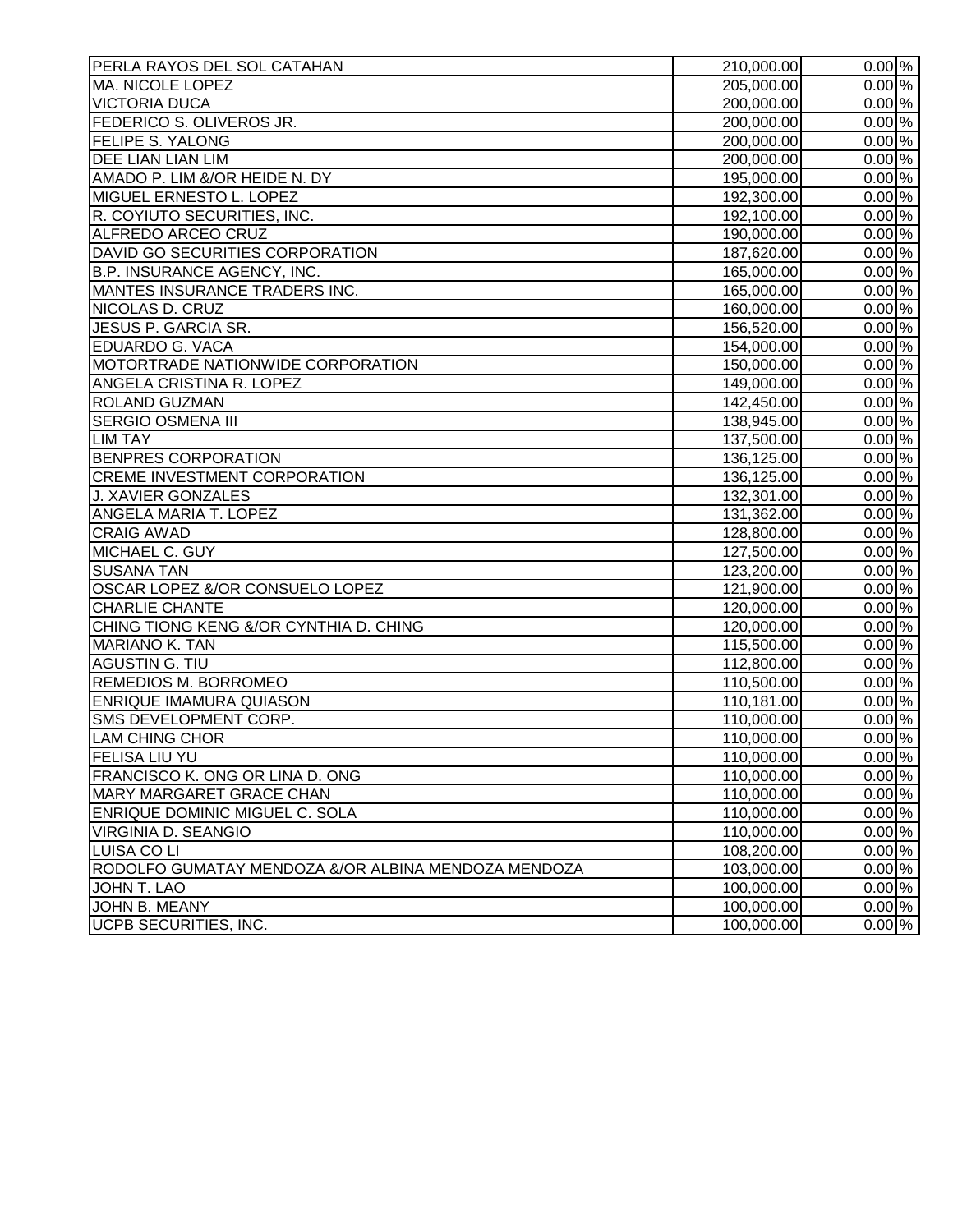| | | | |
|---|---|---|---|
| PERLA RAYOS DEL SOL CATAHAN | 210,000.00 | 0.00 | % |
| MA. NICOLE LOPEZ | 205,000.00 | 0.00 | % |
| VICTORIA DUCA | 200,000.00 | 0.00 | % |
| FEDERICO S. OLIVEROS JR. | 200,000.00 | 0.00 | % |
| FELIPE S. YALONG | 200,000.00 | 0.00 | % |
| DEE LIAN LIAN LIM | 200,000.00 | 0.00 | % |
| AMADO P. LIM &/OR HEIDE N. DY | 195,000.00 | 0.00 | % |
| MIGUEL ERNESTO L. LOPEZ | 192,300.00 | 0.00 | % |
| R. COYIUTO SECURITIES, INC. | 192,100.00 | 0.00 | % |
| ALFREDO ARCEO CRUZ | 190,000.00 | 0.00 | % |
| DAVID GO SECURITIES CORPORATION | 187,620.00 | 0.00 | % |
| B.P. INSURANCE AGENCY, INC. | 165,000.00 | 0.00 | % |
| MANTES INSURANCE TRADERS INC. | 165,000.00 | 0.00 | % |
| NICOLAS D. CRUZ | 160,000.00 | 0.00 | % |
| JESUS P. GARCIA SR. | 156,520.00 | 0.00 | % |
| EDUARDO G. VACA | 154,000.00 | 0.00 | % |
| MOTORTRADE NATIONWIDE CORPORATION | 150,000.00 | 0.00 | % |
| ANGELA CRISTINA R. LOPEZ | 149,000.00 | 0.00 | % |
| ROLAND GUZMAN | 142,450.00 | 0.00 | % |
| SERGIO OSMENA III | 138,945.00 | 0.00 | % |
| LIM TAY | 137,500.00 | 0.00 | % |
| BENPRES CORPORATION | 136,125.00 | 0.00 | % |
| CREME INVESTMENT CORPORATION | 136,125.00 | 0.00 | % |
| J. XAVIER GONZALES | 132,301.00 | 0.00 | % |
| ANGELA MARIA T. LOPEZ | 131,362.00 | 0.00 | % |
| CRAIG AWAD | 128,800.00 | 0.00 | % |
| MICHAEL C. GUY | 127,500.00 | 0.00 | % |
| SUSANA TAN | 123,200.00 | 0.00 | % |
| OSCAR LOPEZ &/OR CONSUELO LOPEZ | 121,900.00 | 0.00 | % |
| CHARLIE CHANTE | 120,000.00 | 0.00 | % |
| CHING TIONG KENG &/OR CYNTHIA D. CHING | 120,000.00 | 0.00 | % |
| MARIANO K. TAN | 115,500.00 | 0.00 | % |
| AGUSTIN G. TIU | 112,800.00 | 0.00 | % |
| REMEDIOS M. BORROMEO | 110,500.00 | 0.00 | % |
| ENRIQUE IMAMURA QUIASON | 110,181.00 | 0.00 | % |
| SMS DEVELOPMENT CORP. | 110,000.00 | 0.00 | % |
| LAM CHING CHOR | 110,000.00 | 0.00 | % |
| FELISA LIU YU | 110,000.00 | 0.00 | % |
| FRANCISCO K. ONG OR LINA D. ONG | 110,000.00 | 0.00 | % |
| MARY MARGARET GRACE CHAN | 110,000.00 | 0.00 | % |
| ENRIQUE DOMINIC MIGUEL C. SOLA | 110,000.00 | 0.00 | % |
| VIRGINIA D. SEANGIO | 110,000.00 | 0.00 | % |
| LUISA CO LI | 108,200.00 | 0.00 | % |
| RODOLFO GUMATAY MENDOZA &/OR ALBINA MENDOZA MENDOZA | 103,000.00 | 0.00 | % |
| JOHN T. LAO | 100,000.00 | 0.00 | % |
| JOHN B. MEANY | 100,000.00 | 0.00 | % |
| UCPB SECURITIES, INC. | 100,000.00 | 0.00 | % |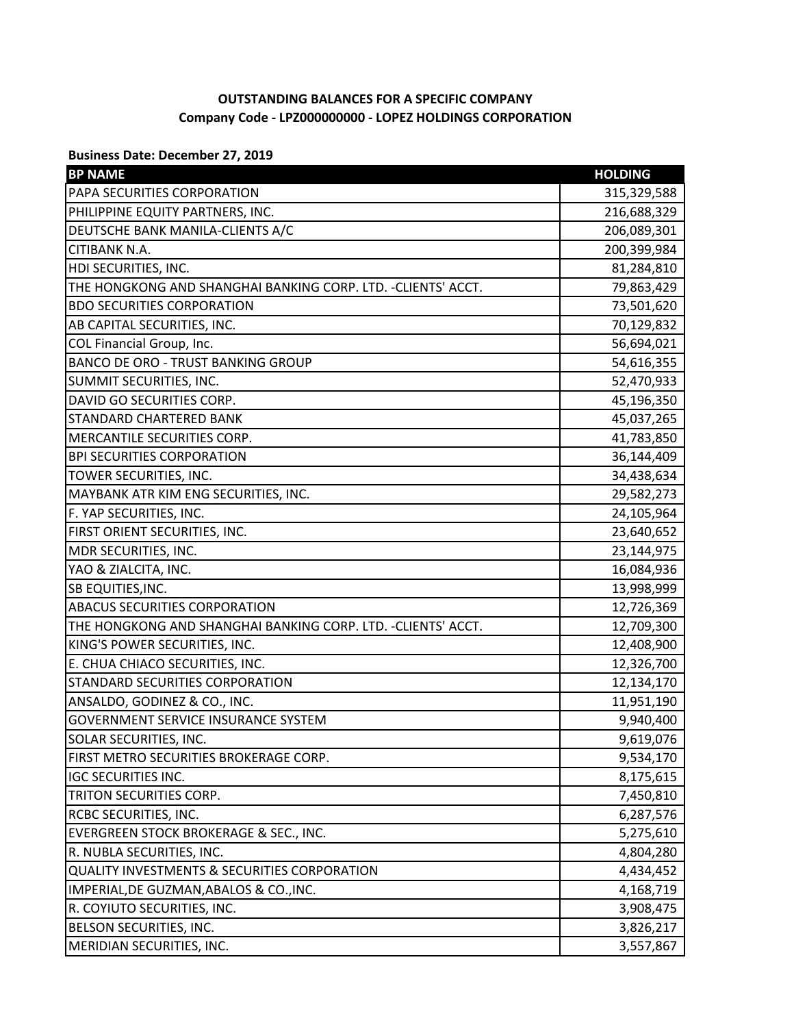**OUTSTANDING BALANCES FOR A SPECIFIC COMPANY**
**Company Code - LPZ000000000 - LOPEZ HOLDINGS CORPORATION**

**Business Date: December 27, 2019**

| BP NAME | HOLDING |
|---|---|
| PAPA SECURITIES CORPORATION | 315,329,588 |
| PHILIPPINE EQUITY PARTNERS, INC. | 216,688,329 |
| DEUTSCHE BANK MANILA-CLIENTS A/C | 206,089,301 |
| CITIBANK N.A. | 200,399,984 |
| HDI SECURITIES, INC. | 81,284,810 |
| THE HONGKONG AND SHANGHAI BANKING CORP. LTD. -CLIENTS' ACCT. | 79,863,429 |
| BDO SECURITIES CORPORATION | 73,501,620 |
| AB CAPITAL SECURITIES, INC. | 70,129,832 |
| COL Financial Group, Inc. | 56,694,021 |
| BANCO DE ORO - TRUST BANKING GROUP | 54,616,355 |
| SUMMIT SECURITIES, INC. | 52,470,933 |
| DAVID GO SECURITIES CORP. | 45,196,350 |
| STANDARD CHARTERED BANK | 45,037,265 |
| MERCANTILE SECURITIES CORP. | 41,783,850 |
| BPI SECURITIES CORPORATION | 36,144,409 |
| TOWER SECURITIES, INC. | 34,438,634 |
| MAYBANK ATR KIM ENG SECURITIES, INC. | 29,582,273 |
| F. YAP SECURITIES, INC. | 24,105,964 |
| FIRST ORIENT SECURITIES, INC. | 23,640,652 |
| MDR SECURITIES, INC. | 23,144,975 |
| YAO & ZIALCITA, INC. | 16,084,936 |
| SB EQUITIES,INC. | 13,998,999 |
| ABACUS SECURITIES CORPORATION | 12,726,369 |
| THE HONGKONG AND SHANGHAI BANKING CORP. LTD. -CLIENTS' ACCT. | 12,709,300 |
| KING'S POWER SECURITIES, INC. | 12,408,900 |
| E. CHUA CHIACO SECURITIES, INC. | 12,326,700 |
| STANDARD SECURITIES CORPORATION | 12,134,170 |
| ANSALDO, GODINEZ & CO., INC. | 11,951,190 |
| GOVERNMENT SERVICE INSURANCE SYSTEM | 9,940,400 |
| SOLAR SECURITIES, INC. | 9,619,076 |
| FIRST METRO SECURITIES BROKERAGE CORP. | 9,534,170 |
| IGC SECURITIES INC. | 8,175,615 |
| TRITON SECURITIES CORP. | 7,450,810 |
| RCBC SECURITIES, INC. | 6,287,576 |
| EVERGREEN STOCK BROKERAGE & SEC., INC. | 5,275,610 |
| R. NUBLA SECURITIES, INC. | 4,804,280 |
| QUALITY INVESTMENTS & SECURITIES CORPORATION | 4,434,452 |
| IMPERIAL,DE GUZMAN,ABALOS & CO.,INC. | 4,168,719 |
| R. COYIUTO SECURITIES, INC. | 3,908,475 |
| BELSON SECURITIES, INC. | 3,826,217 |
| MERIDIAN SECURITIES, INC. | 3,557,867 |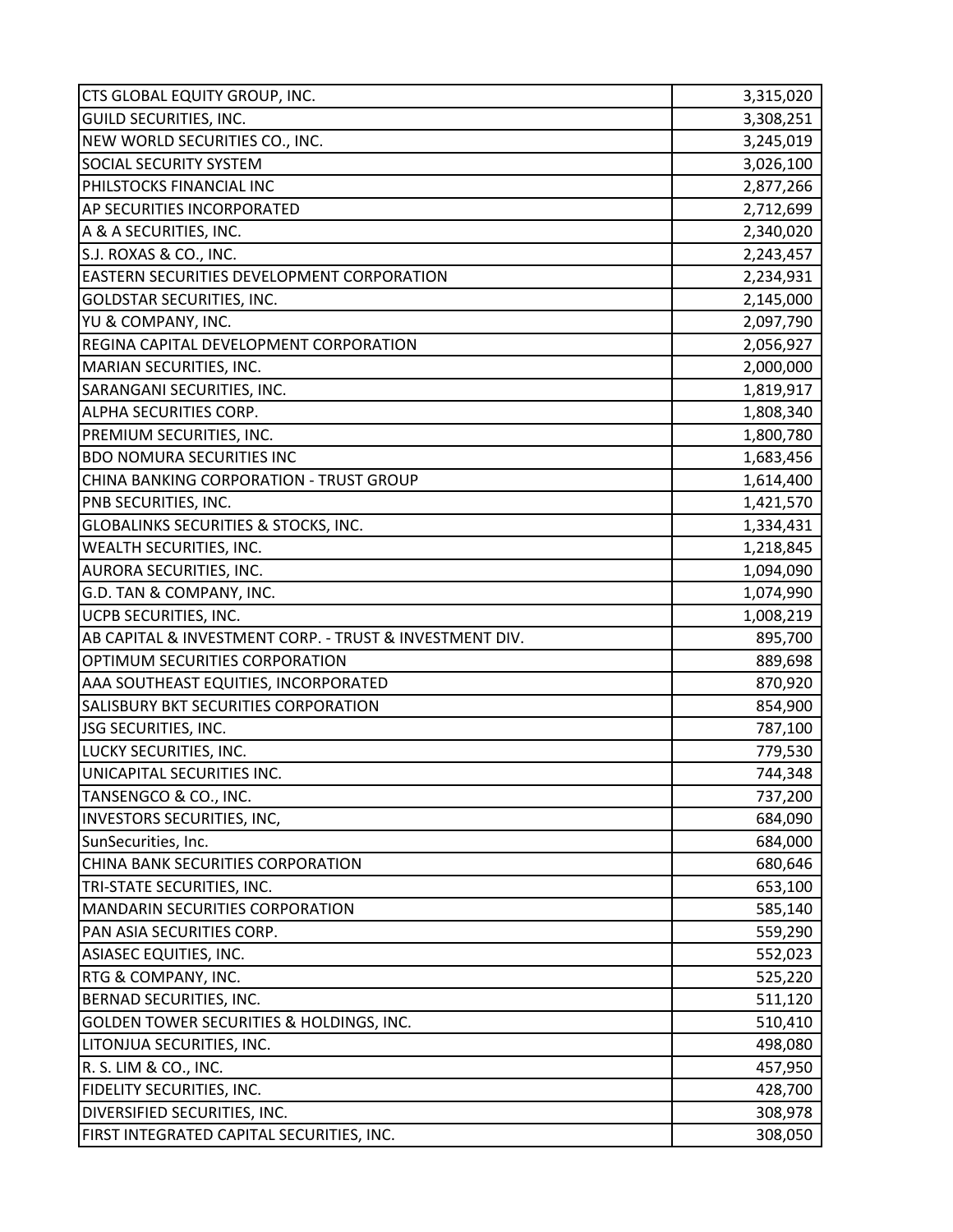| | |
|---|---|
| CTS GLOBAL EQUITY GROUP, INC. | 3,315,020 |
| GUILD SECURITIES, INC. | 3,308,251 |
| NEW WORLD SECURITIES CO., INC. | 3,245,019 |
| SOCIAL SECURITY SYSTEM | 3,026,100 |
| PHILSTOCKS FINANCIAL INC | 2,877,266 |
| AP SECURITIES INCORPORATED | 2,712,699 |
| A & A SECURITIES, INC. | 2,340,020 |
| S.J. ROXAS & CO., INC. | 2,243,457 |
| EASTERN SECURITIES DEVELOPMENT CORPORATION | 2,234,931 |
| GOLDSTAR SECURITIES, INC. | 2,145,000 |
| YU & COMPANY, INC. | 2,097,790 |
| REGINA CAPITAL DEVELOPMENT CORPORATION | 2,056,927 |
| MARIAN SECURITIES, INC. | 2,000,000 |
| SARANGANI SECURITIES, INC. | 1,819,917 |
| ALPHA SECURITIES CORP. | 1,808,340 |
| PREMIUM SECURITIES, INC. | 1,800,780 |
| BDO NOMURA SECURITIES INC | 1,683,456 |
| CHINA BANKING CORPORATION - TRUST GROUP | 1,614,400 |
| PNB SECURITIES, INC. | 1,421,570 |
| GLOBALINKS SECURITIES & STOCKS, INC. | 1,334,431 |
| WEALTH SECURITIES, INC. | 1,218,845 |
| AURORA SECURITIES, INC. | 1,094,090 |
| G.D. TAN & COMPANY, INC. | 1,074,990 |
| UCPB SECURITIES, INC. | 1,008,219 |
| AB CAPITAL & INVESTMENT CORP. - TRUST & INVESTMENT DIV. | 895,700 |
| OPTIMUM SECURITIES CORPORATION | 889,698 |
| AAA SOUTHEAST EQUITIES, INCORPORATED | 870,920 |
| SALISBURY BKT SECURITIES CORPORATION | 854,900 |
| JSG SECURITIES, INC. | 787,100 |
| LUCKY SECURITIES, INC. | 779,530 |
| UNICAPITAL SECURITIES INC. | 744,348 |
| TANSENGCO & CO., INC. | 737,200 |
| INVESTORS SECURITIES, INC, | 684,090 |
| SunSecurities, Inc. | 684,000 |
| CHINA BANK SECURITIES CORPORATION | 680,646 |
| TRI-STATE SECURITIES, INC. | 653,100 |
| MANDARIN SECURITIES CORPORATION | 585,140 |
| PAN ASIA SECURITIES CORP. | 559,290 |
| ASIASEC EQUITIES, INC. | 552,023 |
| RTG & COMPANY, INC. | 525,220 |
| BERNAD SECURITIES, INC. | 511,120 |
| GOLDEN TOWER SECURITIES & HOLDINGS, INC. | 510,410 |
| LITONJUA SECURITIES, INC. | 498,080 |
| R. S. LIM & CO., INC. | 457,950 |
| FIDELITY SECURITIES, INC. | 428,700 |
| DIVERSIFIED SECURITIES, INC. | 308,978 |
| FIRST INTEGRATED CAPITAL SECURITIES, INC. | 308,050 |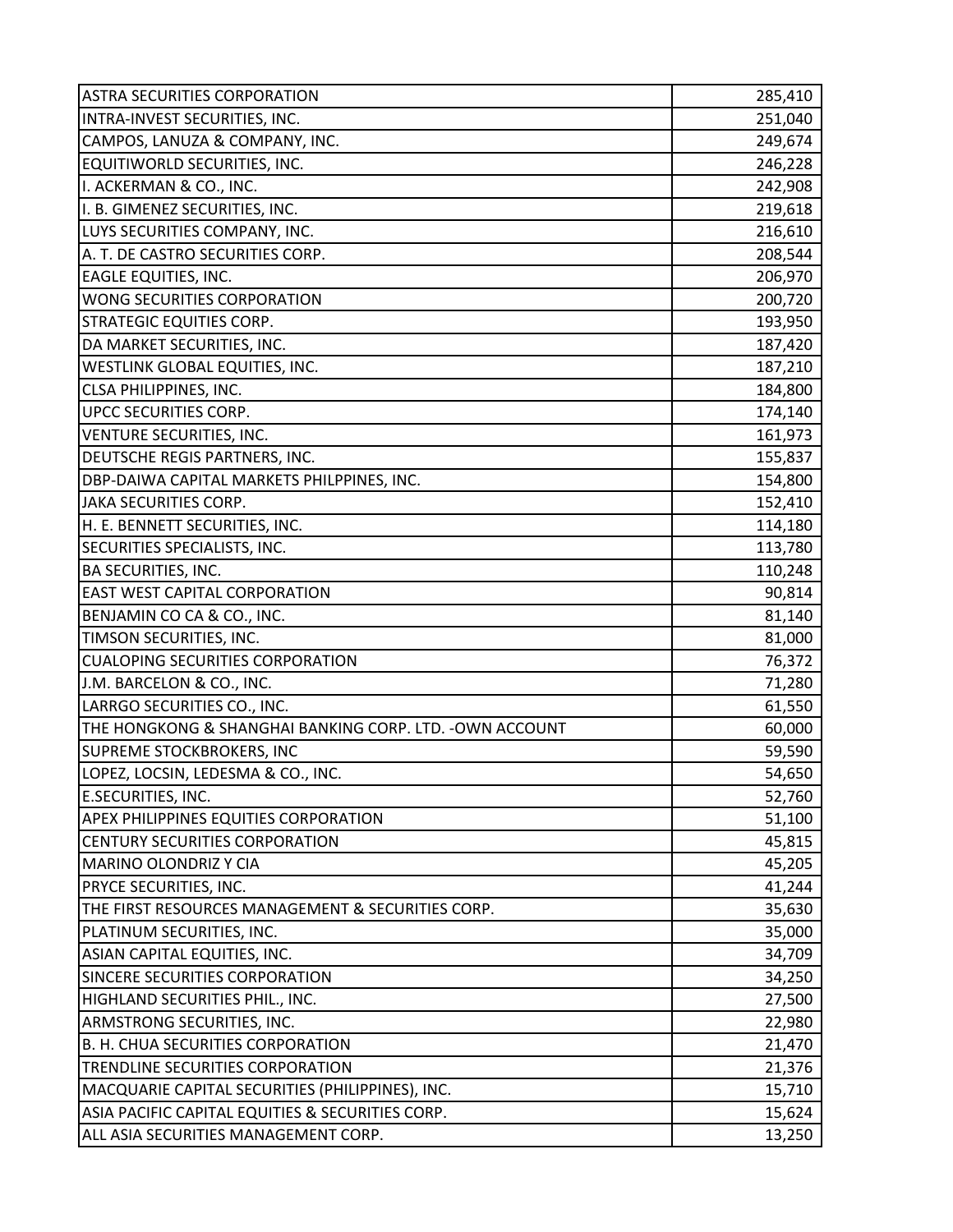| | |
|---|---|
| ASTRA SECURITIES CORPORATION | 285,410 |
| INTRA-INVEST SECURITIES, INC. | 251,040 |
| CAMPOS, LANUZA & COMPANY, INC. | 249,674 |
| EQUITIWORLD SECURITIES, INC. | 246,228 |
| I. ACKERMAN & CO., INC. | 242,908 |
| I. B. GIMENEZ SECURITIES, INC. | 219,618 |
| LUYS SECURITIES COMPANY, INC. | 216,610 |
| A. T. DE CASTRO SECURITIES CORP. | 208,544 |
| EAGLE EQUITIES, INC. | 206,970 |
| WONG SECURITIES CORPORATION | 200,720 |
| STRATEGIC EQUITIES CORP. | 193,950 |
| DA MARKET SECURITIES, INC. | 187,420 |
| WESTLINK GLOBAL EQUITIES, INC. | 187,210 |
| CLSA PHILIPPINES, INC. | 184,800 |
| UPCC SECURITIES CORP. | 174,140 |
| VENTURE SECURITIES, INC. | 161,973 |
| DEUTSCHE REGIS PARTNERS, INC. | 155,837 |
| DBP-DAIWA CAPITAL MARKETS PHILPPINES, INC. | 154,800 |
| JAKA SECURITIES CORP. | 152,410 |
| H. E. BENNETT SECURITIES, INC. | 114,180 |
| SECURITIES SPECIALISTS, INC. | 113,780 |
| BA SECURITIES, INC. | 110,248 |
| EAST WEST CAPITAL CORPORATION | 90,814 |
| BENJAMIN CO CA & CO., INC. | 81,140 |
| TIMSON SECURITIES, INC. | 81,000 |
| CUALOPING SECURITIES CORPORATION | 76,372 |
| J.M. BARCELON & CO., INC. | 71,280 |
| LARRGO SECURITIES CO., INC. | 61,550 |
| THE HONGKONG & SHANGHAI BANKING CORP. LTD. -OWN ACCOUNT | 60,000 |
| SUPREME STOCKBROKERS, INC | 59,590 |
| LOPEZ, LOCSIN, LEDESMA & CO., INC. | 54,650 |
| E.SECURITIES, INC. | 52,760 |
| APEX PHILIPPINES EQUITIES CORPORATION | 51,100 |
| CENTURY SECURITIES CORPORATION | 45,815 |
| MARINO OLONDRIZ Y CIA | 45,205 |
| PRYCE SECURITIES, INC. | 41,244 |
| THE FIRST RESOURCES MANAGEMENT & SECURITIES CORP. | 35,630 |
| PLATINUM SECURITIES, INC. | 35,000 |
| ASIAN CAPITAL EQUITIES, INC. | 34,709 |
| SINCERE SECURITIES CORPORATION | 34,250 |
| HIGHLAND SECURITIES PHIL., INC. | 27,500 |
| ARMSTRONG SECURITIES, INC. | 22,980 |
| B. H. CHUA SECURITIES CORPORATION | 21,470 |
| TRENDLINE SECURITIES CORPORATION | 21,376 |
| MACQUARIE CAPITAL SECURITIES (PHILIPPINES), INC. | 15,710 |
| ASIA PACIFIC CAPITAL EQUITIES & SECURITIES CORP. | 15,624 |
| ALL ASIA SECURITIES MANAGEMENT CORP. | 13,250 |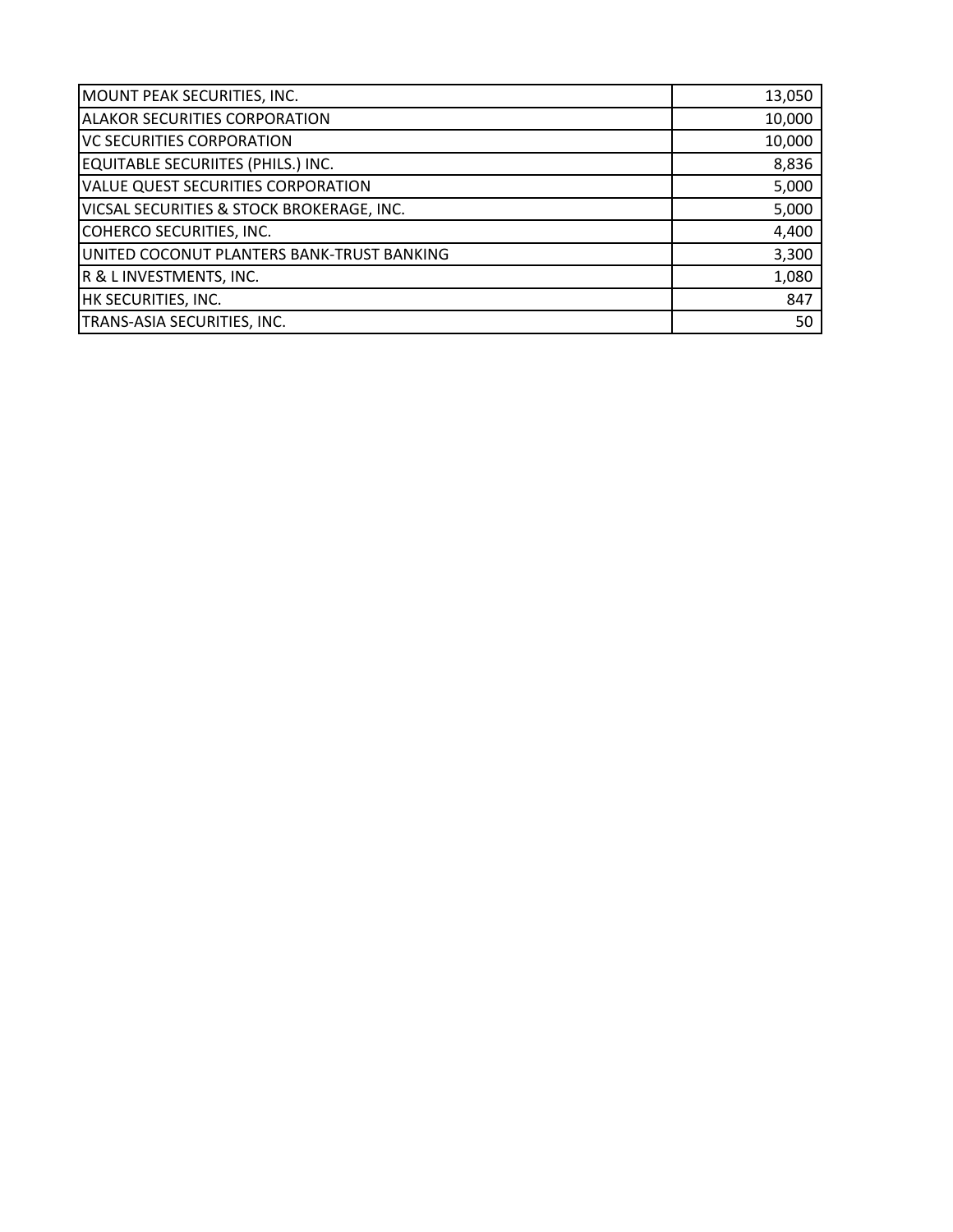| | |
|---|---|
| MOUNT PEAK SECURITIES, INC. | 13,050 |
| ALAKOR SECURITIES CORPORATION | 10,000 |
| VC SECURITIES CORPORATION | 10,000 |
| EQUITABLE SECURIITES (PHILS.) INC. | 8,836 |
| VALUE QUEST SECURITIES CORPORATION | 5,000 |
| VICSAL SECURITIES & STOCK BROKERAGE, INC. | 5,000 |
| COHERCO SECURITIES, INC. | 4,400 |
| UNITED COCONUT PLANTERS BANK-TRUST BANKING | 3,300 |
| R & L INVESTMENTS, INC. | 1,080 |
| HK SECURITIES, INC. | 847 |
| TRANS-ASIA SECURITIES, INC. | 50 |